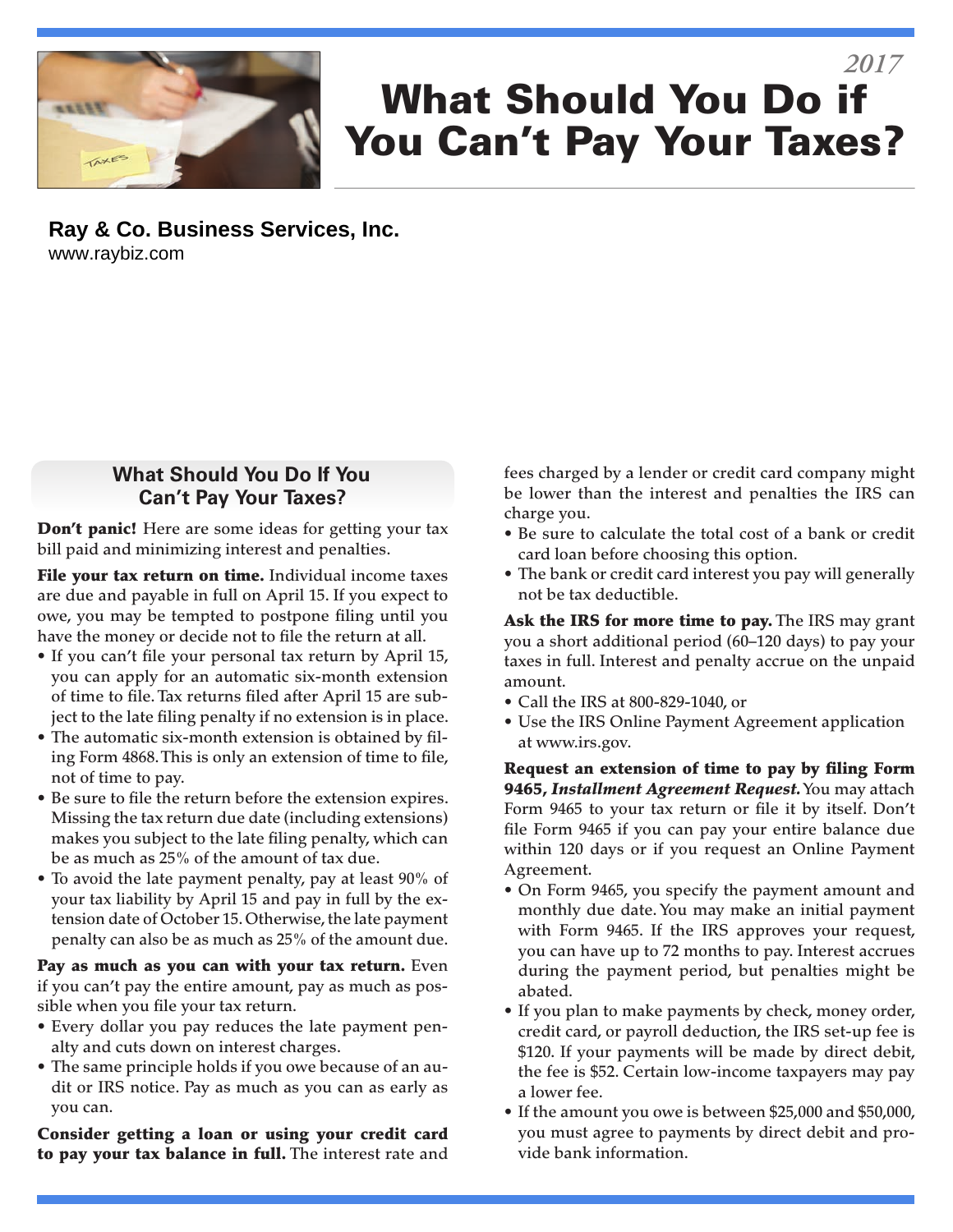2017

# What Should You Do if You Can't Pay Your Taxes?

**Ray & Co. Business Services, Inc.**
www.raybiz.com

## What Should You Do If You Can't Pay Your Taxes?

**Don't panic!** Here are some ideas for getting your tax bill paid and minimizing interest and penalties.

**File your tax return on time.** Individual income taxes are due and payable in full on April 15. If you expect to owe, you may be tempted to postpone filing until you have the money or decide not to file the return at all.

- If you can't file your personal tax return by April 15, you can apply for an automatic six-month extension of time to file. Tax returns filed after April 15 are subject to the late filing penalty if no extension is in place.
- The automatic six-month extension is obtained by filing Form 4868. This is only an extension of time to file, not of time to pay.
- Be sure to file the return before the extension expires. Missing the tax return due date (including extensions) makes you subject to the late filing penalty, which can be as much as 25% of the amount of tax due.
- To avoid the late payment penalty, pay at least 90% of your tax liability by April 15 and pay in full by the extension date of October 15. Otherwise, the late payment penalty can also be as much as 25% of the amount due.

**Pay as much as you can with your tax return.** Even if you can't pay the entire amount, pay as much as possible when you file your tax return.

- Every dollar you pay reduces the late payment penalty and cuts down on interest charges.
- The same principle holds if you owe because of an audit or IRS notice. Pay as much as you can as early as you can.

**Consider getting a loan or using your credit card to pay your tax balance in full.** The interest rate and fees charged by a lender or credit card company might be lower than the interest and penalties the IRS can charge you.

- Be sure to calculate the total cost of a bank or credit card loan before choosing this option.
- The bank or credit card interest you pay will generally not be tax deductible.

**Ask the IRS for more time to pay.** The IRS may grant you a short additional period (60–120 days) to pay your taxes in full. Interest and penalty accrue on the unpaid amount.

- Call the IRS at 800-829-1040, or
- Use the IRS Online Payment Agreement application at www.irs.gov.

**Request an extension of time to pay by filing Form 9465, *Installment Agreement Request.*** You may attach Form 9465 to your tax return or file it by itself. Don't file Form 9465 if you can pay your entire balance due within 120 days or if you request an Online Payment Agreement.

- On Form 9465, you specify the payment amount and monthly due date. You may make an initial payment with Form 9465. If the IRS approves your request, you can have up to 72 months to pay. Interest accrues during the payment period, but penalties might be abated.
- If you plan to make payments by check, money order, credit card, or payroll deduction, the IRS set-up fee is $120. If your payments will be made by direct debit, the fee is $52. Certain low-income taxpayers may pay a lower fee.
- If the amount you owe is between $25,000 and $50,000, you must agree to payments by direct debit and provide bank information.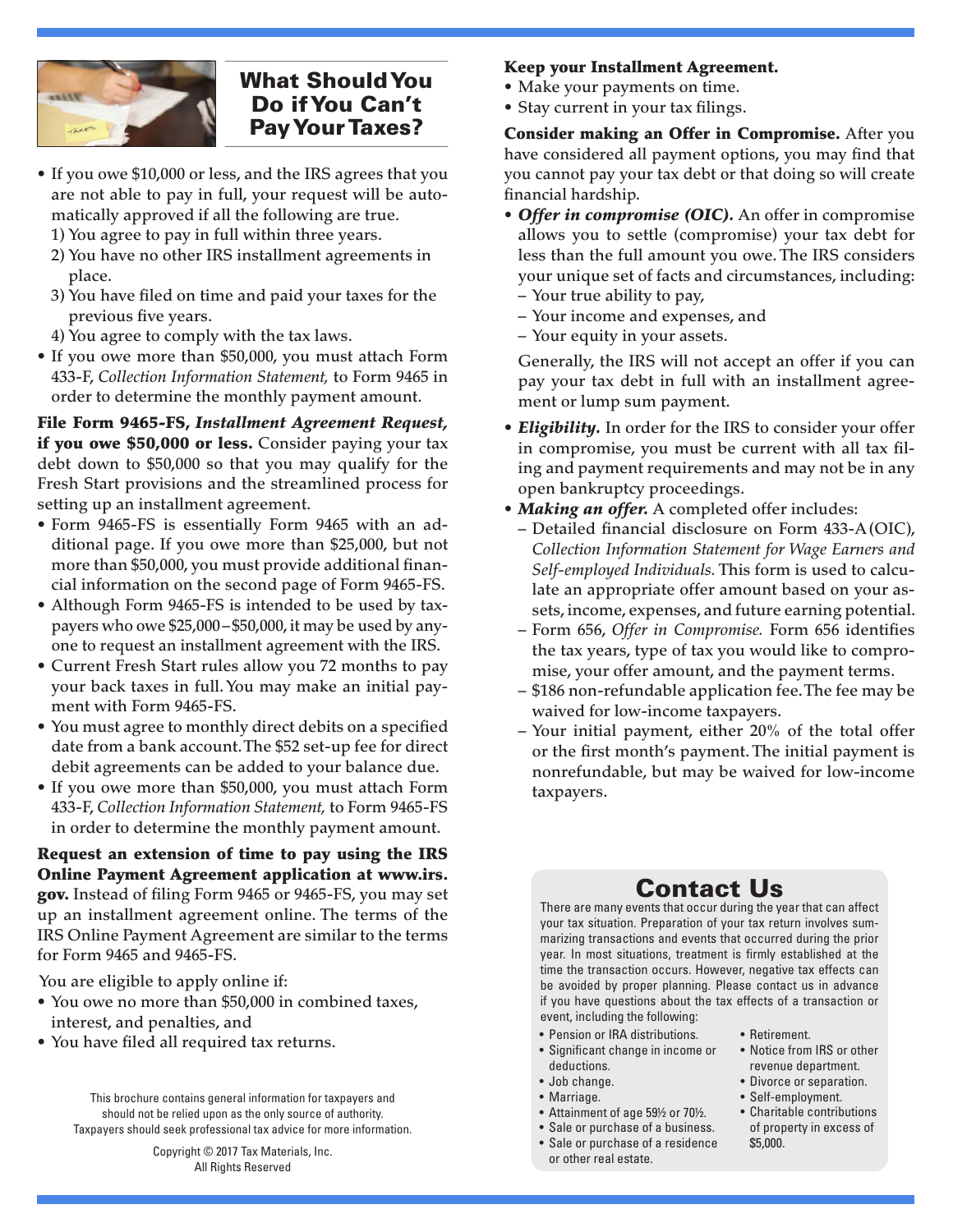# What Should You Do if You Can't Pay Your Taxes?

- If you owe $10,000 or less, and the IRS agrees that you are not able to pay in full, your request will be automatically approved if all the following are true.
  1) You agree to pay in full within three years.
  2) You have no other IRS installment agreements in place.
  3) You have filed on time and paid your taxes for the previous five years.
  4) You agree to comply with the tax laws.
- If you owe more than $50,000, you must attach Form 433-F, *Collection Information Statement,* to Form 9465 in order to determine the monthly payment amount.

**File Form 9465-FS, *Installment Agreement Request,* if you owe $50,000 or less.** Consider paying your tax debt down to $50,000 so that you may qualify for the Fresh Start provisions and the streamlined process for setting up an installment agreement.

- Form 9465-FS is essentially Form 9465 with an additional page. If you owe more than $25,000, but not more than $50,000, you must provide additional financial information on the second page of Form 9465-FS.
- Although Form 9465-FS is intended to be used by taxpayers who owe $25,000–$50,000, it may be used by anyone to request an installment agreement with the IRS.
- Current Fresh Start rules allow you 72 months to pay your back taxes in full. You may make an initial payment with Form 9465-FS.
- You must agree to monthly direct debits on a specified date from a bank account. The $52 set-up fee for direct debit agreements can be added to your balance due.
- If you owe more than $50,000, you must attach Form 433-F, *Collection Information Statement,* to Form 9465-FS in order to determine the monthly payment amount.

**Request an extension of time to pay using the IRS Online Payment Agreement application at www.irs.gov.** Instead of filing Form 9465 or 9465-FS, you may set up an installment agreement online. The terms of the IRS Online Payment Agreement are similar to the terms for Form 9465 and 9465-FS.

You are eligible to apply online if:

- You owe no more than $50,000 in combined taxes, interest, and penalties, and
- You have filed all required tax returns.

**Keep your Installment Agreement.**

- Make your payments on time.
- Stay current in your tax filings.

**Consider making an Offer in Compromise.** After you have considered all payment options, you may find that you cannot pay your tax debt or that doing so will create financial hardship.

- ***Offer in compromise (OIC).*** An offer in compromise allows you to settle (compromise) your tax debt for less than the full amount you owe. The IRS considers your unique set of facts and circumstances, including:
  - Your true ability to pay,
  - Your income and expenses, and
  - Your equity in your assets.

  Generally, the IRS will not accept an offer if you can pay your tax debt in full with an installment agreement or lump sum payment.

- ***Eligibility.*** In order for the IRS to consider your offer in compromise, you must be current with all tax filing and payment requirements and may not be in any open bankruptcy proceedings.
- ***Making an offer.*** A completed offer includes:
  - Detailed financial disclosure on Form 433-A (OIC), *Collection Information Statement for Wage Earners and Self-employed Individuals.* This form is used to calculate an appropriate offer amount based on your assets, income, expenses, and future earning potential.
  - Form 656, *Offer in Compromise.* Form 656 identifies the tax years, type of tax you would like to compromise, your offer amount, and the payment terms.
  - $186 non-refundable application fee. The fee may be waived for low-income taxpayers.
  - Your initial payment, either 20% of the total offer or the first month's payment. The initial payment is nonrefundable, but may be waived for low-income taxpayers.

## Contact Us

There are many events that occur during the year that can affect your tax situation. Preparation of your tax return involves summarizing transactions and events that occurred during the prior year. In most situations, treatment is firmly established at the time the transaction occurs. However, negative tax effects can be avoided by proper planning. Please contact us in advance if you have questions about the tax effects of a transaction or event, including the following:

- Pension or IRA distributions.
- Significant change in income or deductions.
- Job change.
- Marriage.
- Attainment of age 59½ or 70½.
- Sale or purchase of a business.
- Sale or purchase of a residence or other real estate.
- Retirement.
- Notice from IRS or other revenue department.
- Divorce or separation.
- Self-employment.
- Charitable contributions of property in excess of $5,000.

This brochure contains general information for taxpayers and should not be relied upon as the only source of authority. Taxpayers should seek professional tax advice for more information.

Copyright © 2017 Tax Materials, Inc. All Rights Reserved